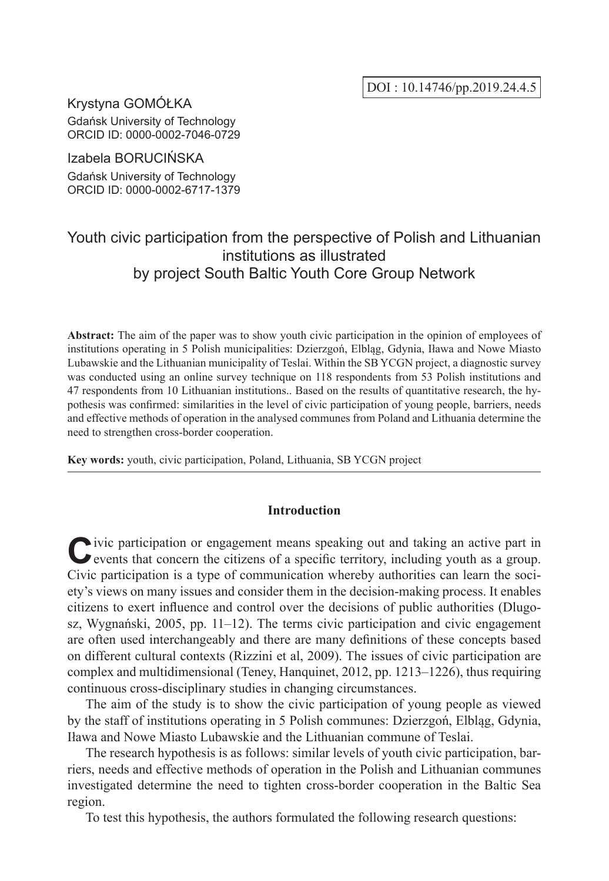DOI : 10.14746/pp.2019.24.4.5

Krystyna GOMÓŁKA
Gdańsk University of Technology
ORCID ID: 0000-0002-7046-0729

Izabela BORUCIŃSKA
Gdańsk University of Technology
ORCID ID: 0000-0002-6717-1379

# Youth civic participation from the perspective of Polish and Lithuanian institutions as illustrated by project South Baltic Youth Core Group Network

**Abstract:** The aim of the paper was to show youth civic participation in the opinion of employees of institutions operating in 5 Polish municipalities: Dzierzgoń, Elbląg, Gdynia, Iława and Nowe Miasto Lubawskie and the Lithuanian municipality of Teslai. Within the SB YCGN project, a diagnostic survey was conducted using an online survey technique on 118 respondents from 53 Polish institutions and 47 respondents from 10 Lithuanian institutions.. Based on the results of quantitative research, the hypothesis was confirmed: similarities in the level of civic participation of young people, barriers, needs and effective methods of operation in the analysed communes from Poland and Lithuania determine the need to strengthen cross-border cooperation.

**Key words:** youth, civic participation, Poland, Lithuania, SB YCGN project

## Introduction

Civic participation or engagement means speaking out and taking an active part in events that concern the citizens of a specific territory, including youth as a group. Civic participation is a type of communication whereby authorities can learn the society's views on many issues and consider them in the decision-making process. It enables citizens to exert influence and control over the decisions of public authorities (Dlugosz, Wygnański, 2005, pp. 11–12). The terms civic participation and civic engagement are often used interchangeably and there are many definitions of these concepts based on different cultural contexts (Rizzini et al, 2009). The issues of civic participation are complex and multidimensional (Teney, Hanquinet, 2012, pp. 1213–1226), thus requiring continuous cross-disciplinary studies in changing circumstances.

The aim of the study is to show the civic participation of young people as viewed by the staff of institutions operating in 5 Polish communes: Dzierzgoń, Elbląg, Gdynia, Iława and Nowe Miasto Lubawskie and the Lithuanian commune of Teslai.

The research hypothesis is as follows: similar levels of youth civic participation, barriers, needs and effective methods of operation in the Polish and Lithuanian communes investigated determine the need to tighten cross-border cooperation in the Baltic Sea region.

To test this hypothesis, the authors formulated the following research questions: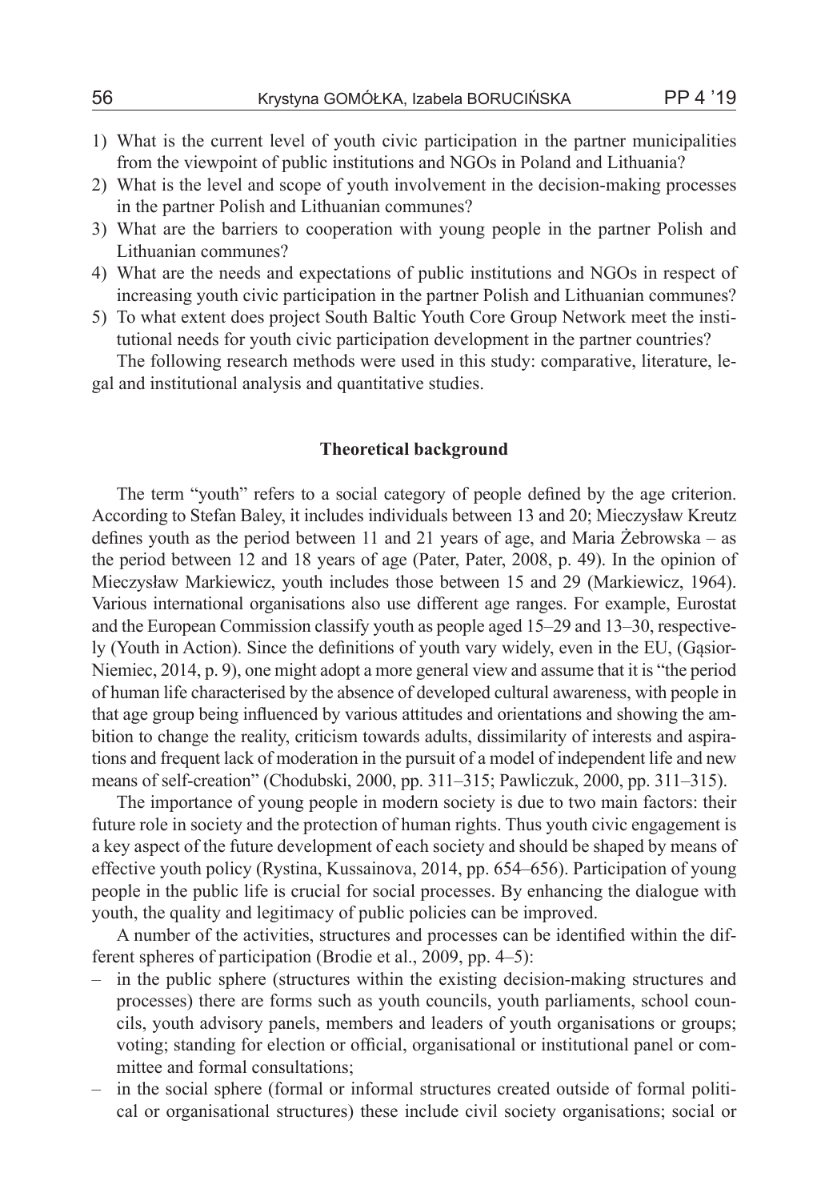1) What is the current level of youth civic participation in the partner municipalities from the viewpoint of public institutions and NGOs in Poland and Lithuania?
2) What is the level and scope of youth involvement in the decision-making processes in the partner Polish and Lithuanian communes?
3) What are the barriers to cooperation with young people in the partner Polish and Lithuanian communes?
4) What are the needs and expectations of public institutions and NGOs in respect of increasing youth civic participation in the partner Polish and Lithuanian communes?
5) To what extent does project South Baltic Youth Core Group Network meet the institutional needs for youth civic participation development in the partner countries?

The following research methods were used in this study: comparative, literature, legal and institutional analysis and quantitative studies.

## Theoretical background

The term "youth" refers to a social category of people defined by the age criterion. According to Stefan Baley, it includes individuals between 13 and 20; Mieczysław Kreutz defines youth as the period between 11 and 21 years of age, and Maria Żebrowska – as the period between 12 and 18 years of age (Pater, Pater, 2008, p. 49). In the opinion of Mieczysław Markiewicz, youth includes those between 15 and 29 (Markiewicz, 1964). Various international organisations also use different age ranges. For example, Eurostat and the European Commission classify youth as people aged 15–29 and 13–30, respectively (Youth in Action). Since the definitions of youth vary widely, even in the EU, (Gąsior-Niemiec, 2014, p. 9), one might adopt a more general view and assume that it is "the period of human life characterised by the absence of developed cultural awareness, with people in that age group being influenced by various attitudes and orientations and showing the ambition to change the reality, criticism towards adults, dissimilarity of interests and aspirations and frequent lack of moderation in the pursuit of a model of independent life and new means of self-creation" (Chodubski, 2000, pp. 311–315; Pawliczuk, 2000, pp. 311–315).

The importance of young people in modern society is due to two main factors: their future role in society and the protection of human rights. Thus youth civic engagement is a key aspect of the future development of each society and should be shaped by means of effective youth policy (Rystina, Kussainova, 2014, pp. 654–656). Participation of young people in the public life is crucial for social processes. By enhancing the dialogue with youth, the quality and legitimacy of public policies can be improved.

A number of the activities, structures and processes can be identified within the different spheres of participation (Brodie et al., 2009, pp. 4–5):

– in the public sphere (structures within the existing decision-making structures and processes) there are forms such as youth councils, youth parliaments, school councils, youth advisory panels, members and leaders of youth organisations or groups; voting; standing for election or official, organisational or institutional panel or committee and formal consultations;
– in the social sphere (formal or informal structures created outside of formal political or organisational structures) these include civil society organisations; social or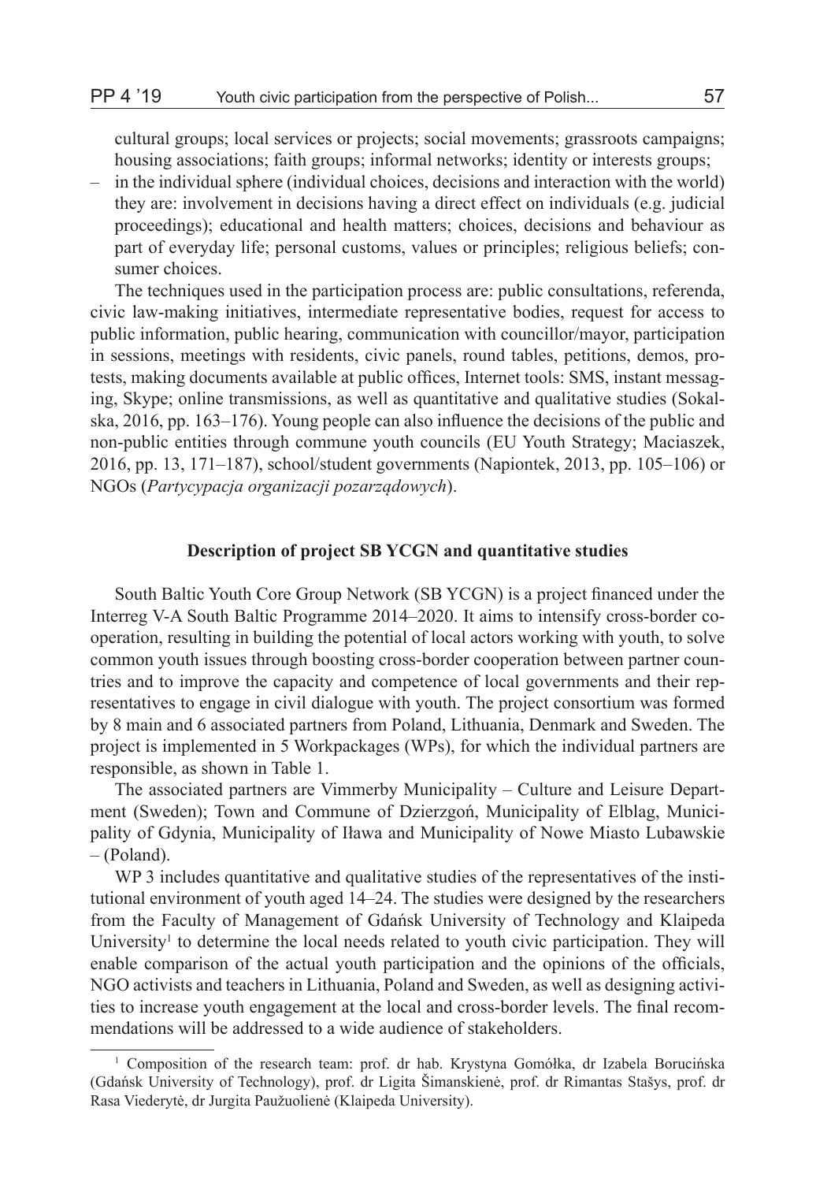cultural groups; local services or projects; social movements; grassroots campaigns; housing associations; faith groups; informal networks; identity or interests groups;

– in the individual sphere (individual choices, decisions and interaction with the world) they are: involvement in decisions having a direct effect on individuals (e.g. judicial proceedings); educational and health matters; choices, decisions and behaviour as part of everyday life; personal customs, values or principles; religious beliefs; consumer choices.

The techniques used in the participation process are: public consultations, referenda, civic law-making initiatives, intermediate representative bodies, request for access to public information, public hearing, communication with councillor/mayor, participation in sessions, meetings with residents, civic panels, round tables, petitions, demos, protests, making documents available at public offices, Internet tools: SMS, instant messaging, Skype; online transmissions, as well as quantitative and qualitative studies (Sokalska, 2016, pp. 163–176). Young people can also influence the decisions of the public and non-public entities through commune youth councils (EU Youth Strategy; Maciaszek, 2016, pp. 13, 171–187), school/student governments (Napiontek, 2013, pp. 105–106) or NGOs (*Partycypacja organizacji pozarządowych*).

**Description of project SB YCGN and quantitative studies**

South Baltic Youth Core Group Network (SB YCGN) is a project financed under the Interreg V-A South Baltic Programme 2014–2020. It aims to intensify cross-border cooperation, resulting in building the potential of local actors working with youth, to solve common youth issues through boosting cross-border cooperation between partner countries and to improve the capacity and competence of local governments and their representatives to engage in civil dialogue with youth. The project consortium was formed by 8 main and 6 associated partners from Poland, Lithuania, Denmark and Sweden. The project is implemented in 5 Workpackages (WPs), for which the individual partners are responsible, as shown in Table 1.

The associated partners are Vimmerby Municipality – Culture and Leisure Department (Sweden); Town and Commune of Dzierzgoń, Municipality of Elblag, Municipality of Gdynia, Municipality of Iława and Municipality of Nowe Miasto Lubawskie – (Poland).

WP 3 includes quantitative and qualitative studies of the representatives of the institutional environment of youth aged 14–24. The studies were designed by the researchers from the Faculty of Management of Gdańsk University of Technology and Klaipeda University[1] to determine the local needs related to youth civic participation. They will enable comparison of the actual youth participation and the opinions of the officials, NGO activists and teachers in Lithuania, Poland and Sweden, as well as designing activities to increase youth engagement at the local and cross-border levels. The final recommendations will be addressed to a wide audience of stakeholders.

[1] Composition of the research team: prof. dr hab. Krystyna Gomółka, dr Izabela Borucińska (Gdańsk University of Technology), prof. dr Ligita Šimanskienė, prof. dr Rimantas Stašys, prof. dr Rasa Viederytė, dr Jurgita Paužuolienė (Klaipeda University).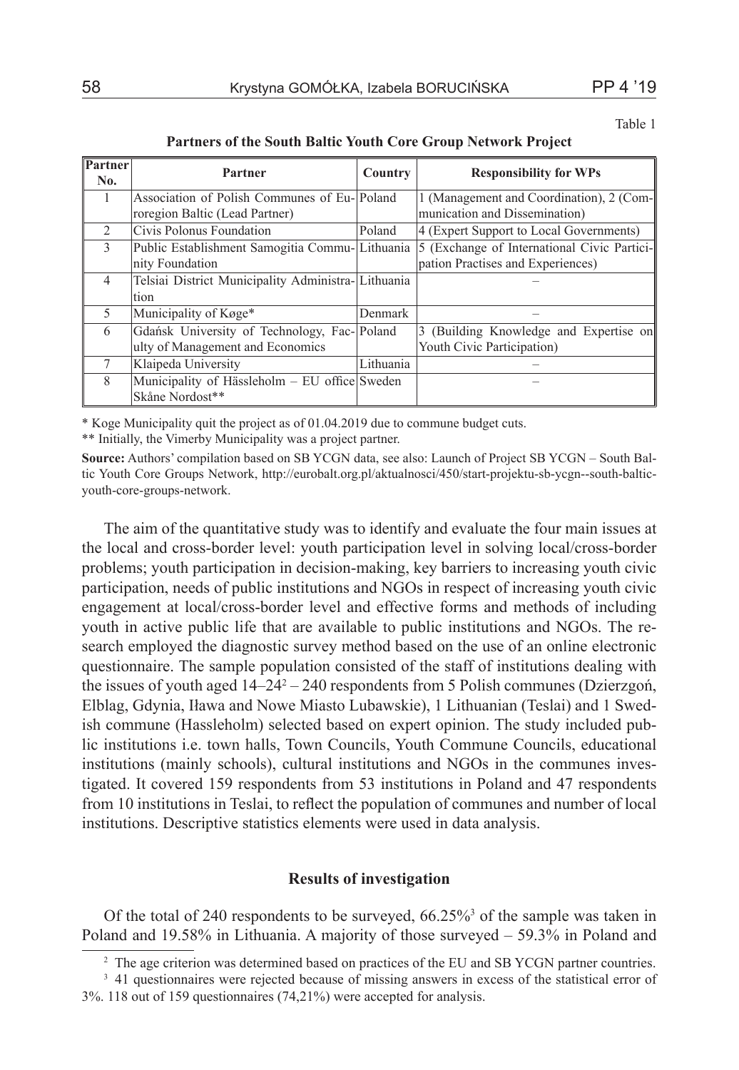Table 1

**Partners of the South Baltic Youth Core Group Network Project**

| Partner No. | Partner | Country | Responsibility for WPs |
|---|---|---|---|
| 1 | Association of Polish Communes of Euroregion Baltic (Lead Partner) | Poland | 1 (Management and Coordination), 2 (Communication and Dissemination) |
| 2 | Civis Polonus Foundation | Poland | 4 (Expert Support to Local Governments) |
| 3 | Public Establishment Samogitia Community Foundation | Lithuania | 5 (Exchange of International Civic Participation Practises and Experiences) |
| 4 | Telsiai District Municipality Administration | Lithuania | – |
| 5 | Municipality of Køge* | Denmark | – |
| 6 | Gdańsk University of Technology, Faculty of Management and Economics | Poland | 3 (Building Knowledge and Expertise on Youth Civic Participation) |
| 7 | Klaipeda University | Lithuania | – |
| 8 | Municipality of Hässleholm – EU office Skåne Nordost** | Sweden | – |

\* Koge Municipality quit the project as of 01.04.2019 due to commune budget cuts.

** Initially, the Vimerby Municipality was a project partner.

**Source:** Authors' compilation based on SB YCGN data, see also: Launch of Project SB YCGN – South Baltic Youth Core Groups Network, http://eurobalt.org.pl/aktualnosci/450/start-projektu-sb-ycgn--south-baltic-youth-core-groups-network.

The aim of the quantitative study was to identify and evaluate the four main issues at the local and cross-border level: youth participation level in solving local/cross-border problems; youth participation in decision-making, key barriers to increasing youth civic participation, needs of public institutions and NGOs in respect of increasing youth civic engagement at local/cross-border level and effective forms and methods of including youth in active public life that are available to public institutions and NGOs. The research employed the diagnostic survey method based on the use of an online electronic questionnaire. The sample population consisted of the staff of institutions dealing with the issues of youth aged 14–24[2] – 240 respondents from 5 Polish communes (Dzierzgoń, Elblag, Gdynia, Iława and Nowe Miasto Lubawskie), 1 Lithuanian (Teslai) and 1 Swedish commune (Hassleholm) selected based on expert opinion. The study included public institutions i.e. town halls, Town Councils, Youth Commune Councils, educational institutions (mainly schools), cultural institutions and NGOs in the communes investigated. It covered 159 respondents from 53 institutions in Poland and 47 respondents from 10 institutions in Teslai, to reflect the population of communes and number of local institutions. Descriptive statistics elements were used in data analysis.

## Results of investigation

Of the total of 240 respondents to be surveyed, 66.25%[3] of the sample was taken in Poland and 19.58% in Lithuania. A majority of those surveyed – 59.3% in Poland and

[2] The age criterion was determined based on practices of the EU and SB YCGN partner countries.

[3] 41 questionnaires were rejected because of missing answers in excess of the statistical error of 3%. 118 out of 159 questionnaires (74,21%) were accepted for analysis.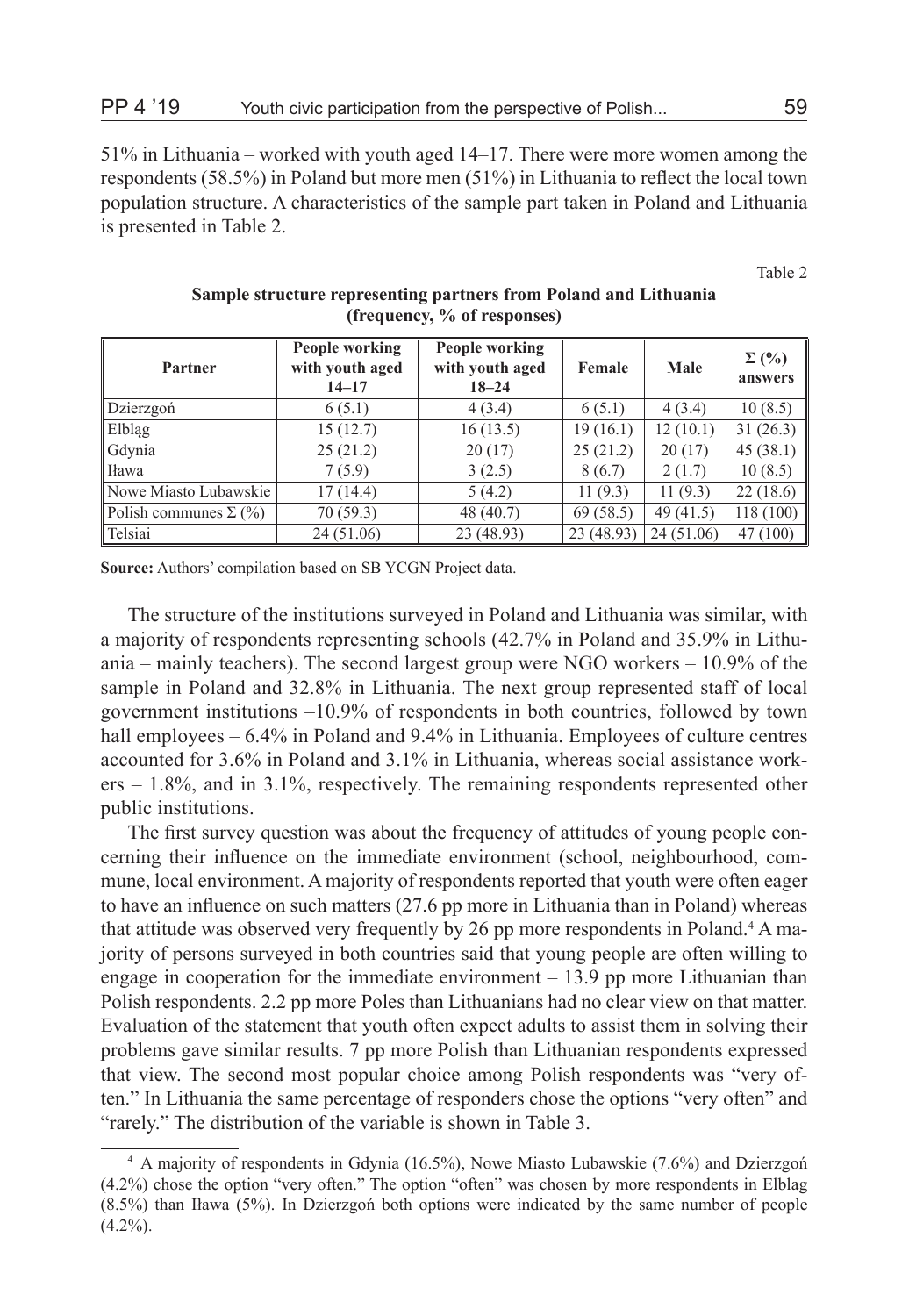51% in Lithuania – worked with youth aged 14–17. There were more women among the respondents (58.5%) in Poland but more men (51%) in Lithuania to reflect the local town population structure. A characteristics of the sample part taken in Poland and Lithuania is presented in Table 2.

Table 2

**Sample structure representing partners from Poland and Lithuania (frequency, % of responses)**

| Partner | People working with youth aged 14–17 | People working with youth aged 18–24 | Female | Male | Σ (%) answers |
|---|---|---|---|---|---|
| Dzierzgoń | 6 (5.1) | 4 (3.4) | 6 (5.1) | 4 (3.4) | 10 (8.5) |
| Elbląg | 15 (12.7) | 16 (13.5) | 19 (16.1) | 12 (10.1) | 31 (26.3) |
| Gdynia | 25 (21.2) | 20 (17) | 25 (21.2) | 20 (17) | 45 (38.1) |
| Iława | 7 (5.9) | 3 (2.5) | 8 (6.7) | 2 (1.7) | 10 (8.5) |
| Nowe Miasto Lubawskie | 17 (14.4) | 5 (4.2) | 11 (9.3) | 11 (9.3) | 22 (18.6) |
| Polish communes Σ (%) | 70 (59.3) | 48 (40.7) | 69 (58.5) | 49 (41.5) | 118 (100) |
| Telsiai | 24 (51.06) | 23 (48.93) | 23 (48.93) | 24 (51.06) | 47 (100) |

**Source:** Authors' compilation based on SB YCGN Project data.

The structure of the institutions surveyed in Poland and Lithuania was similar, with a majority of respondents representing schools (42.7% in Poland and 35.9% in Lithuania – mainly teachers). The second largest group were NGO workers – 10.9% of the sample in Poland and 32.8% in Lithuania. The next group represented staff of local government institutions –10.9% of respondents in both countries, followed by town hall employees – 6.4% in Poland and 9.4% in Lithuania. Employees of culture centres accounted for 3.6% in Poland and 3.1% in Lithuania, whereas social assistance workers – 1.8%, and in 3.1%, respectively. The remaining respondents represented other public institutions.

The first survey question was about the frequency of attitudes of young people concerning their influence on the immediate environment (school, neighbourhood, commune, local environment. A majority of respondents reported that youth were often eager to have an influence on such matters (27.6 pp more in Lithuania than in Poland) whereas that attitude was observed very frequently by 26 pp more respondents in Poland.[4] A majority of persons surveyed in both countries said that young people are often willing to engage in cooperation for the immediate environment – 13.9 pp more Lithuanian than Polish respondents. 2.2 pp more Poles than Lithuanians had no clear view on that matter. Evaluation of the statement that youth often expect adults to assist them in solving their problems gave similar results. 7 pp more Polish than Lithuanian respondents expressed that view. The second most popular choice among Polish respondents was "very often." In Lithuania the same percentage of responders chose the options "very often" and "rarely." The distribution of the variable is shown in Table 3.

[4] A majority of respondents in Gdynia (16.5%), Nowe Miasto Lubawskie (7.6%) and Dzierzgoń (4.2%) chose the option "very often." The option "often" was chosen by more respondents in Elblag (8.5%) than Iława (5%). In Dzierzgoń both options were indicated by the same number of people (4.2%).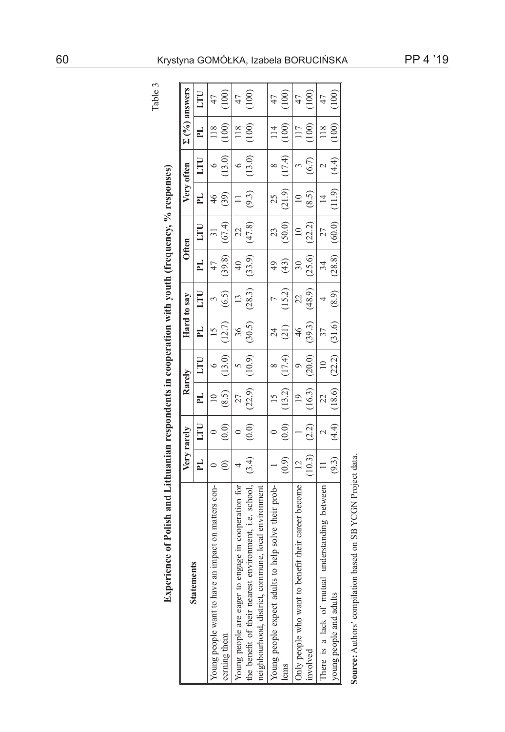Table 3

**Experience of Polish and Lithuanian respondents in cooperation with youth (frequency, % responses)**

| Statements | Very rarely | | Rarely | | Hard to say | | Often | | Very often | | Σ (%) answers | |
|---|---|---|---|---|---|---|---|---|---|---|---|---|
| | PL | LTU | PL | LTU | PL | LTU | PL | LTU | PL | LTU | PL | LTU |
| Young people want to have an impact on matters concerning them | 0 (0) | 0 (0.0) | 10 (8.5) | 6 (13.0) | 15 (12.7) | 3 (6.5) | 47 (39.8) | 31 (67.4) | 46 (39) | 6 (13.0) | 118 (100) | 47 (100) |
| Young people are eager to engage in cooperation for the benefit of their nearest environment, i.e. school, neighbourhood, district, commune, local environment | 4 (3.4) | 0 (0.0) | 27 (22.9) | 5 (10.9) | 36 (30.5) | 13 (28.3) | 40 (33.9) | 22 (47.8) | 11 (9.3) | 6 (13.0) | 118 (100) | 47 (100) |
| Young people expect adults to help solve their problems | 1 (0.9) | 0 (0.0) | 15 (13.2) | 8 (17.4) | 24 (21) | 7 (15.2) | 49 (43) | 23 (50.0) | 25 (21.9) | 8 (17.4) | 114 (100) | 47 (100) |
| Only people who want to benefit their career become involved | 12 (10.3) | 1 (2.2) | 19 (16.3) | 9 (20.0) | 46 (39.3) | 22 (48.9) | 30 (25.6) | 10 (22.2) | 10 (8.5) | 3 (6.7) | 117 (100) | 47 (100) |
| There is a lack of mutual understanding between young people and adults | 11 (9.3) | 2 (4.4) | 22 (18.6) | 10 (22.2) | 37 (31.6) | 4 (8.9) | 34 (28.8) | 27 (60.0) | 14 (11.9) | 2 (4.4) | 118 (100) | 47 (100) |

**Source:** Authors' compilation based on SB YCGN Project data.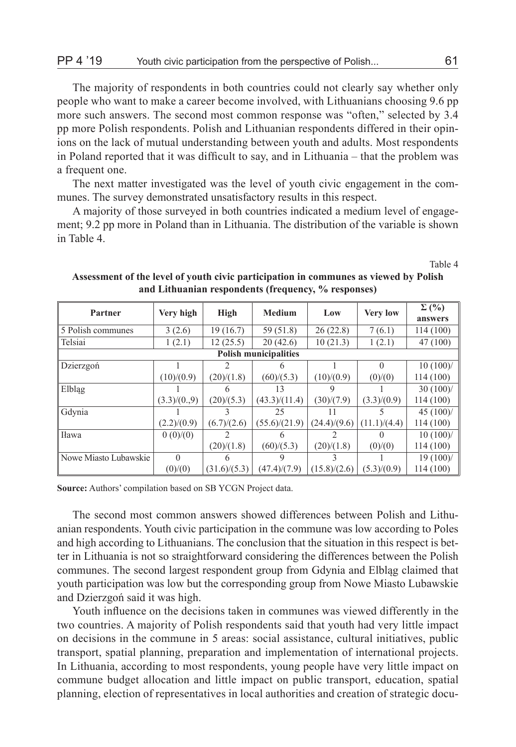The majority of respondents in both countries could not clearly say whether only people who want to make a career become involved, with Lithuanians choosing 9.6 pp more such answers. The second most common response was "often," selected by 3.4 pp more Polish respondents. Polish and Lithuanian respondents differed in their opinions on the lack of mutual understanding between youth and adults. Most respondents in Poland reported that it was difficult to say, and in Lithuania – that the problem was a frequent one.

The next matter investigated was the level of youth civic engagement in the communes. The survey demonstrated unsatisfactory results in this respect.

A majority of those surveyed in both countries indicated a medium level of engagement; 9.2 pp more in Poland than in Lithuania. The distribution of the variable is shown in Table 4.

Table 4

**Assessment of the level of youth civic participation in communes as viewed by Polish and Lithuanian respondents (frequency, % responses)**

| Partner | Very high | High | Medium | Low | Very low | Σ (%) answers |
|---|---|---|---|---|---|---|
| 5 Polish communes | 3 (2.6) | 19 (16.7) | 59 (51.8) | 26 (22.8) | 7 (6.1) | 114 (100) |
| Telsiai | 1 (2.1) | 12 (25.5) | 20 (42.6) | 10 (21.3) | 1 (2.1) | 47 (100) |
| **Polish municipalities** | | | | | | |
| Dzierzgoń | 1 (10)/(0.9) | 2 (20)/(1.8) | 6 (60)/(5.3) | 1 (10)/(0.9) | 0 (0)/(0) | 10 (100)/ 114 (100) |
| Elbląg | 1 (3.3)/(0.,9) | 6 (20)/(5.3) | 13 (43.3)/(11.4) | 9 (30)/(7.9) | 1 (3.3)/(0.9) | 30 (100)/ 114 (100) |
| Gdynia | 1 (2.2)/(0.9) | 3 (6.7)/(2.6) | 25 (55.6)/(21.9) | 11 (24.4)/(9.6) | 5 (11.1)/(4.4) | 45 (100)/ 114 (100) |
| Iława | 0 (0)/(0) | 2 (20)/(1.8) | 6 (60)/(5.3) | 2 (20)/(1.8) | 0 (0)/(0) | 10 (100)/ 114 (100) |
| Nowe Miasto Lubawskie | 0 (0)/(0) | 6 (31.6)/(5.3) | 9 (47.4)/(7.9) | 3 (15.8)/(2.6) | 1 (5.3)/(0.9) | 19 (100)/ 114 (100) |

**Source:** Authors' compilation based on SB YCGN Project data.

The second most common answers showed differences between Polish and Lithuanian respondents. Youth civic participation in the commune was low according to Poles and high according to Lithuanians. The conclusion that the situation in this respect is better in Lithuania is not so straightforward considering the differences between the Polish communes. The second largest respondent group from Gdynia and Elbląg claimed that youth participation was low but the corresponding group from Nowe Miasto Lubawskie and Dzierzgoń said it was high.

Youth influence on the decisions taken in communes was viewed differently in the two countries. A majority of Polish respondents said that youth had very little impact on decisions in the commune in 5 areas: social assistance, cultural initiatives, public transport, spatial planning, preparation and implementation of international projects. In Lithuania, according to most respondents, young people have very little impact on commune budget allocation and little impact on public transport, education, spatial planning, election of representatives in local authorities and creation of strategic docu-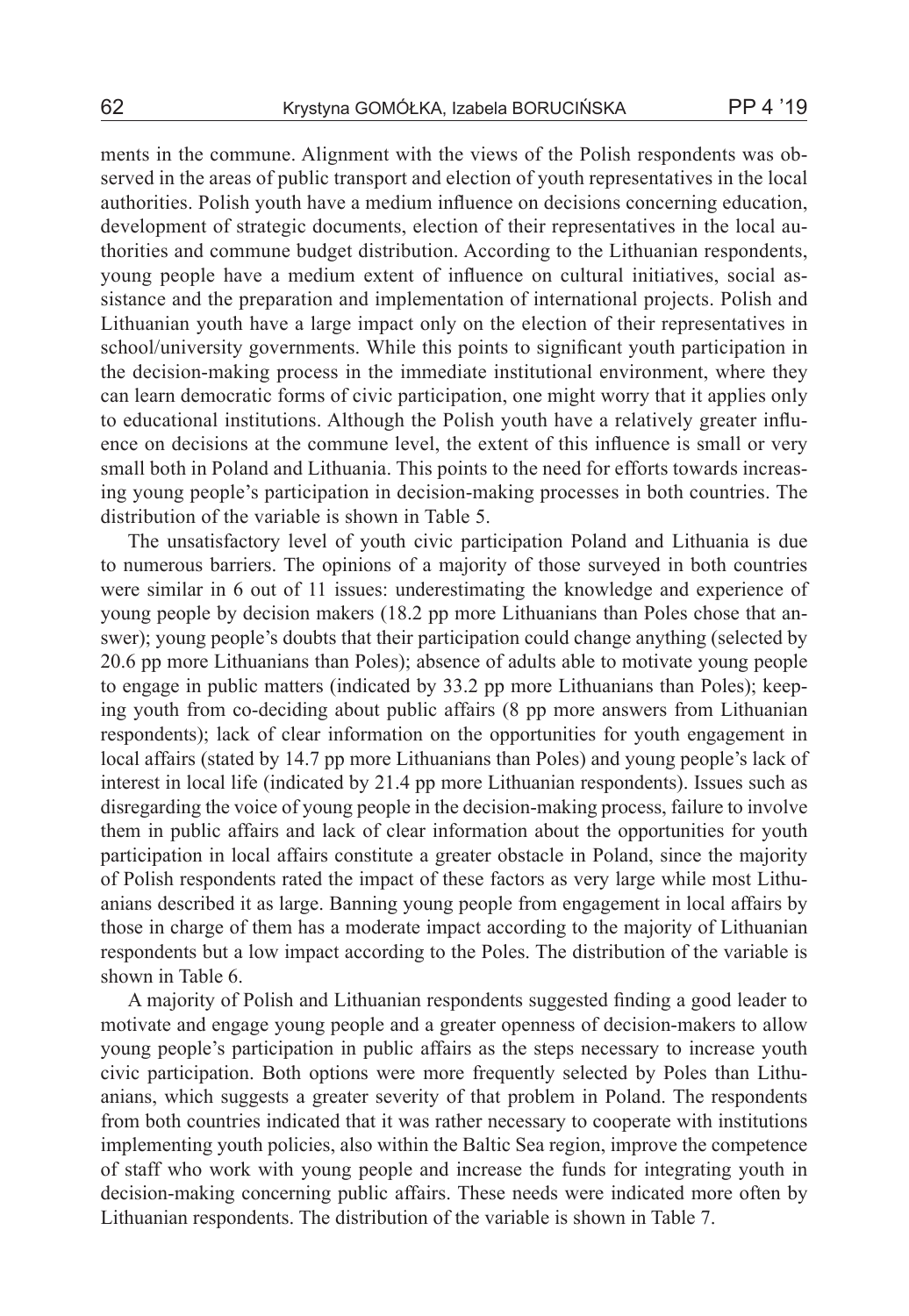ments in the commune. Alignment with the views of the Polish respondents was observed in the areas of public transport and election of youth representatives in the local authorities. Polish youth have a medium influence on decisions concerning education, development of strategic documents, election of their representatives in the local authorities and commune budget distribution. According to the Lithuanian respondents, young people have a medium extent of influence on cultural initiatives, social assistance and the preparation and implementation of international projects. Polish and Lithuanian youth have a large impact only on the election of their representatives in school/university governments. While this points to significant youth participation in the decision-making process in the immediate institutional environment, where they can learn democratic forms of civic participation, one might worry that it applies only to educational institutions. Although the Polish youth have a relatively greater influence on decisions at the commune level, the extent of this influence is small or very small both in Poland and Lithuania. This points to the need for efforts towards increasing young people's participation in decision-making processes in both countries. The distribution of the variable is shown in Table 5.

The unsatisfactory level of youth civic participation Poland and Lithuania is due to numerous barriers. The opinions of a majority of those surveyed in both countries were similar in 6 out of 11 issues: underestimating the knowledge and experience of young people by decision makers (18.2 pp more Lithuanians than Poles chose that answer); young people's doubts that their participation could change anything (selected by 20.6 pp more Lithuanians than Poles); absence of adults able to motivate young people to engage in public matters (indicated by 33.2 pp more Lithuanians than Poles); keeping youth from co-deciding about public affairs (8 pp more answers from Lithuanian respondents); lack of clear information on the opportunities for youth engagement in local affairs (stated by 14.7 pp more Lithuanians than Poles) and young people's lack of interest in local life (indicated by 21.4 pp more Lithuanian respondents). Issues such as disregarding the voice of young people in the decision-making process, failure to involve them in public affairs and lack of clear information about the opportunities for youth participation in local affairs constitute a greater obstacle in Poland, since the majority of Polish respondents rated the impact of these factors as very large while most Lithuanians described it as large. Banning young people from engagement in local affairs by those in charge of them has a moderate impact according to the majority of Lithuanian respondents but a low impact according to the Poles. The distribution of the variable is shown in Table 6.

A majority of Polish and Lithuanian respondents suggested finding a good leader to motivate and engage young people and a greater openness of decision-makers to allow young people's participation in public affairs as the steps necessary to increase youth civic participation. Both options were more frequently selected by Poles than Lithuanians, which suggests a greater severity of that problem in Poland. The respondents from both countries indicated that it was rather necessary to cooperate with institutions implementing youth policies, also within the Baltic Sea region, improve the competence of staff who work with young people and increase the funds for integrating youth in decision-making concerning public affairs. These needs were indicated more often by Lithuanian respondents. The distribution of the variable is shown in Table 7.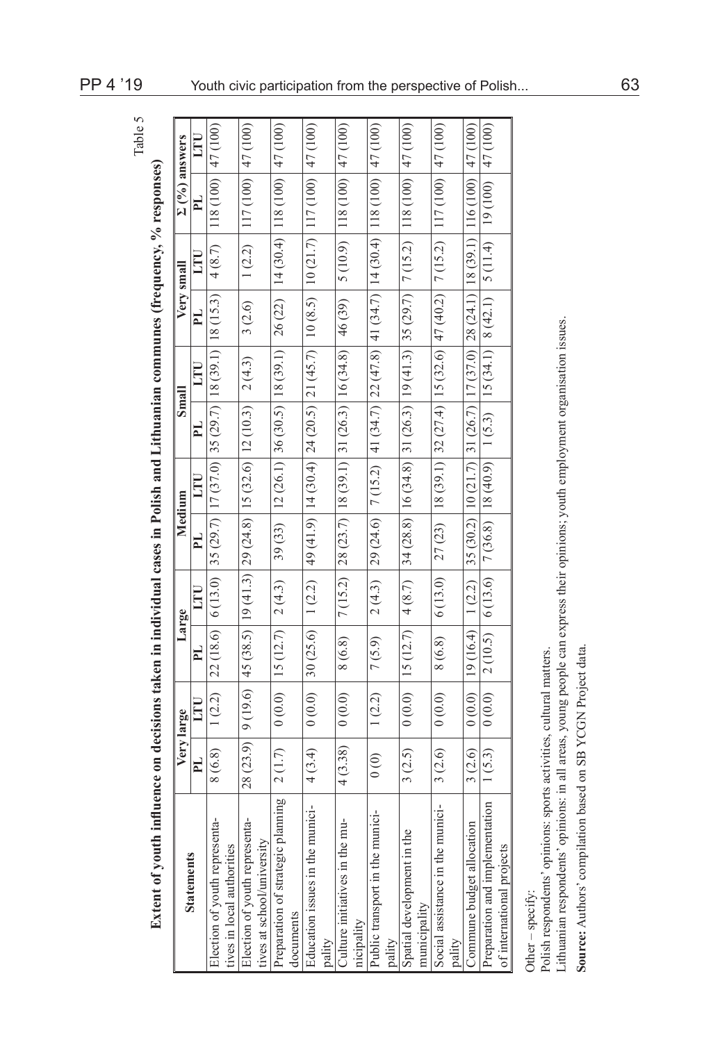Table 5

**Extent of youth influence on decisions taken in individual cases in Polish and Lithuanian communes (frequency, % responses)**

| Statements | Very large | | Large | | Medium | | Small | | Very small | | Σ (%) answers | |
|---|---|---|---|---|---|---|---|---|---|---|---|---|
| | PL | LTU | PL | LTU | PL | LTU | PL | LTU | PL | LTU | PL | LTU |
| Election of youth representatives in local authorities | 8 (6.8) | 1 (2.2) | 22 (18.6) | 6 (13.0) | 35 (29.7) | 17 (37.0) | 35 (29.7) | 18 (39.1) | 18 (15.3) | 4 (8.7) | 118 (100) | 47 (100) |
| Election of youth representatives at school/university | 28 (23.9) | 9 (19.6) | 45 (38.5) | 19 (41.3) | 29 (24.8) | 15 (32.6) | 12 (10.3) | 2 (4.3) | 3 (2.6) | 1 (2.2) | 117 (100) | 47 (100) |
| Preparation of strategic planning documents | 2 (1.7) | 0 (0.0) | 15 (12.7) | 2 (4.3) | 39 (33) | 12 (26.1) | 36 (30.5) | 18 (39.1) | 26 (22) | 14 (30.4) | 118 (100) | 47 (100) |
| Education issues in the municipality | 4 (3.4) | 0 (0.0) | 30 (25.6) | 1 (2.2) | 49 (41.9) | 14 (30.4) | 24 (20.5) | 21 (45.7) | 10 (8.5) | 10 (21.7) | 117 (100) | 47 (100) |
| Culture initiatives in the municipality | 4 (3.38) | 0 (0.0) | 8 (6.8) | 7 (15.2) | 28 (23.7) | 18 (39.1) | 31 (26.3) | 16 (34.8) | 46 (39) | 5 (10.9) | 118 (100) | 47 (100) |
| Public transport in the municipality | 0 (0) | 1 (2.2) | 7 (5.9) | 2 (4.3) | 29 (24.6) | 7 (15.2) | 41 (34.7) | 22 (47.8) | 41 (34.7) | 14 (30.4) | 118 (100) | 47 (100) |
| Spatial development in the municipality | 3 (2.5) | 0 (0.0) | 15 (12.7) | 4 (8.7) | 34 (28.8) | 16 (34.8) | 31 (26.3) | 19 (41.3) | 35 (29.7) | 7 (15.2) | 118 (100) | 47 (100) |
| Social assistance in the municipality | 3 (2.6) | 0 (0.0) | 8 (6.8) | 6 (13.0) | 27 (23) | 18 (39.1) | 32 (27.4) | 15 (32.6) | 47 (40.2) | 7 (15.2) | 117 (100) | 47 (100) |
| Commune budget allocation | 3 (2.6) | 0 (0.0) | 19 (16.4) | 1 (2.2) | 35 (30.2) | 10 (21.7) | 31 (26.7) | 17 (37.0) | 28 (24.1) | 18 (39.1) | 116 (100) | 47 (100) |
| Preparation and implementation of international projects | 1 (5.3) | 0 (0.0) | 2 (10.5) | 6 (13.6) | 7 (36.8) | 18 (40.9) | 1 (5.3) | 15 (34.1) | 8 (42.1) | 5 (11.4) | 19 (100) | 47 (100) |

Other – specify:
Polish respondents' opinions: sports activities, cultural matters.
Lithuanian respondents' opinions: in all areas, young people can express their opinions; youth employment organisation issues.

**Source:** Authors' compilation based on SB YCGN Project data.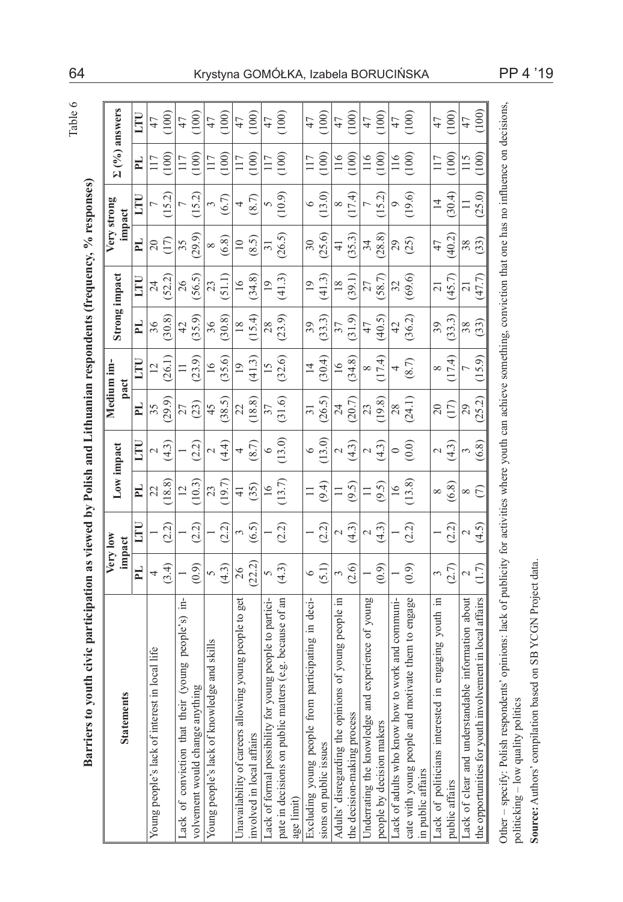Table 6

**Barriers to youth civic participation as viewed by Polish and Lithuanian respondents (frequency, % responses)**

| Statements | Very low impact | | Low impact | | Medium impact | | Strong impact | | Very strong impact | | Σ (%) answers | |
|---|---|---|---|---|---|---|---|---|---|---|---|---|
| | PL | LTU | PL | LTU | PL | LTU | PL | LTU | PL | LTU | PL | LTU |
| Young people's lack of interest in local life | 4 (3.4) | 1 (2.2) | 22 (18.8) | 2 (4.3) | 35 (29.9) | 12 (26.1) | 36 (30.8) | 24 (52.2) | 20 (17) | 7 (15.2) | 117 (100) | 47 (100) |
| Lack of conviction that their (young people's) involvement would change anything | 1 (0.9) | 1 (2.2) | 12 (10.3) | 1 (2.2) | 27 (23) | 11 (23.9) | 42 (35.9) | 26 (56.5) | 35 (29.9) | 7 (15.2) | 117 (100) | 47 (100) |
| Young people's lack of knowledge and skills | 5 (4.3) | 1 (2.2) | 23 (19.7) | 2 (4.4) | 45 (38.5) | 16 (35.6) | 36 (30.8) | 23 (51.1) | 8 (6.8) | 3 (6.7) | 117 (100) | 47 (100) |
| Unavailability of careers allowing young people to get involved in local affairs | 26 (22.2) | 3 (6.5) | 41 (35) | 4 (8.7) | 22 (18.8) | 19 (41.3) | 18 (15.4) | 16 (34.8) | 10 (8.5) | 4 (8.7) | 117 (100) | 47 (100) |
| Lack of formal possibility for young people to participate in decisions on public matters (e.g. because of an age limit) | 5 (4.3) | 1 (2.2) | 16 (13.7) | 6 (13.0) | 37 (31.6) | 15 (32.6) | 28 (23.9) | 19 (41.3) | 31 (26.5) | 5 (10.9) | 117 (100) | 47 (100) |
| Excluding young people from participating in decisions on public issues | 6 (5.1) | 1 (2.2) | 11 (9.4) | 6 (13.0) | 31 (26.5) | 14 (30.4) | 39 (33.3) | 19 (41.3) | 30 (25.6) | 6 (13.0) | 117 (100) | 47 (100) |
| Adults' disregarding the opinions of young people in the decision-making process | 3 (2.6) | 2 (4.3) | 11 (9.5) | 2 (4.3) | 24 (20.7) | 16 (34.8) | 37 (31.9) | 18 (39.1) | 41 (35.3) | 8 (17.4) | 116 (100) | 47 (100) |
| Underrating the knowledge and experience of young people by decision makers | 1 (0.9) | 2 (4.3) | 11 (9.5) | 2 (4.3) | 23 (19.8) | 8 (17.4) | 47 (40.5) | 27 (58.7) | 34 (28.8) | 7 (15.2) | 116 (100) | 47 (100) |
| Lack of adults who know how to work and communicate with young people and motivate them to engage in public affairs | 1 (0.9) | 1 (2.2) | 16 (13.8) | 0 (0.0) | 28 (24.1) | 4 (8.7) | 42 (36.2) | 32 (69.6) | 29 (25) | 9 (19.6) | 116 (100) | 47 (100) |
| Lack of politicians interested in engaging youth in public affairs | 3 (2.7) | 1 (2.2) | 8 (6.8) | 2 (4.3) | 20 (17) | 8 (17.4) | 39 (33.3) | 21 (45.7) | 47 (40.2) | 14 (30.4) | 117 (100) | 47 (100) |
| Lack of clear and understandable information about the opportunities for youth involvement in local affairs | 2 (1.7) | 2 (4.5) | 8 (7) | 3 (6.8) | 29 (25.2) | 7 (15.9) | 38 (33) | 21 (47.7) | 38 (33) | 11 (25.0) | 115 (100) | 47 (100) |

Other – specify: Polish respondents' opinions: lack of publicity for activities where youth can achieve something, conviction that one has no influence on decisions, politicking – low quality politics

**Source:** Authors' compilation based on SB YCGN Project data.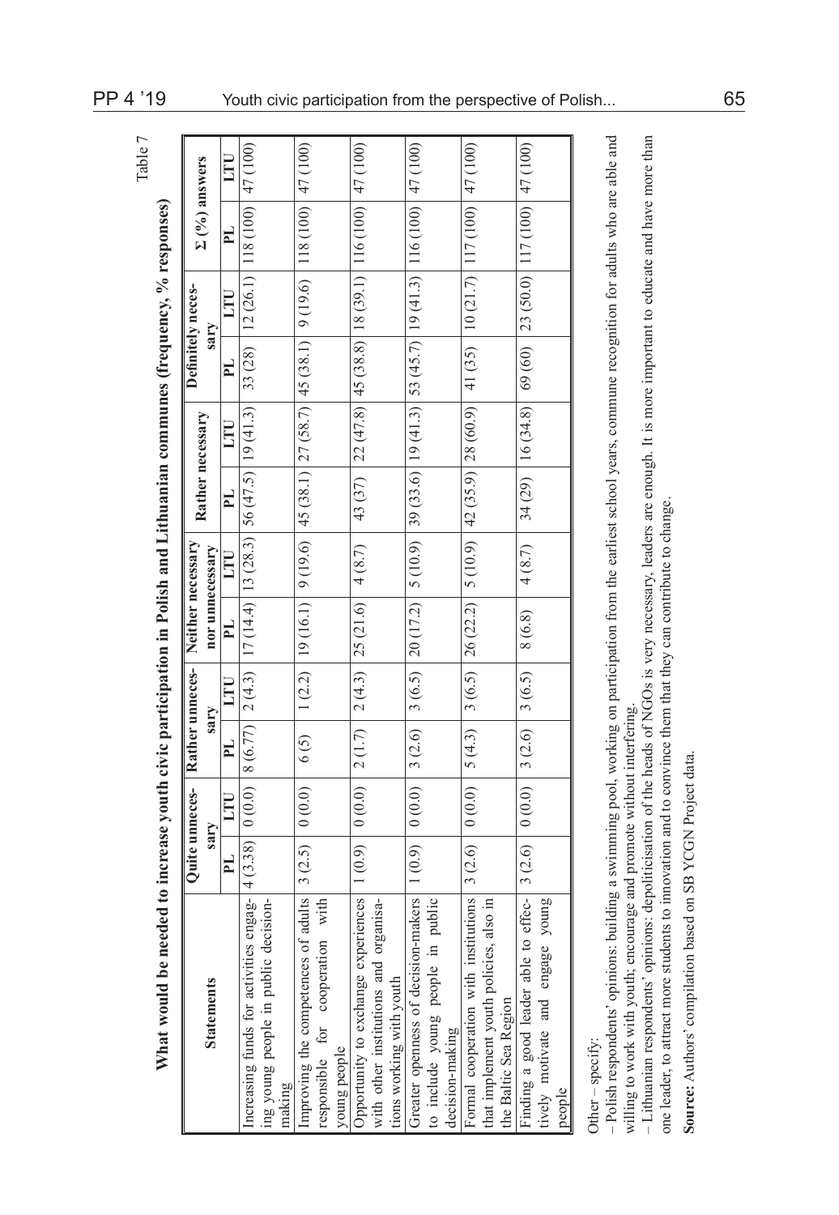Table 7

**What would be needed to increase youth civic participation in Polish and Lithuanian communes (frequency, % responses)**

| Statements | Quite unnecessary | | Rather unnecessary | | Neither necessary nor unnecessary | | Rather necessary | | Definitely necessary | | Σ (%) answers | |
|---|---|---|---|---|---|---|---|---|---|---|---|---|
| | PL | LTU | PL | LTU | PL | LTU | PL | LTU | PL | LTU | PL | LTU |
| Increasing funds for activities engaging young people in public decision-making | 4 (3.38) | 0 (0.0) | 8 (6.77) | 2 (4.3) | 17 (14.4) | 13 (28.3) | 56 (47.5) | 19 (41.3) | 33 (28) | 12 (26.1) | 118 (100) | 47 (100) |
| Improving the competences of adults responsible for cooperation with young people | 3 (2.5) | 0 (0.0) | 6 (5) | 1 (2.2) | 19 (16.1) | 9 (19.6) | 45 (38.1) | 27 (58.7) | 45 (38.1) | 9 (19.6) | 118 (100) | 47 (100) |
| Opportunity to exchange experiences with other institutions and organisations working with youth | 1 (0.9) | 0 (0.0) | 2 (1.7) | 2 (4.3) | 25 (21.6) | 4 (8.7) | 43 (37) | 22 (47.8) | 45 (38.8) | 18 (39.1) | 116 (100) | 47 (100) |
| Greater openness of decision-makers to include young people in public decision-making | 1 (0.9) | 0 (0.0) | 3 (2.6) | 3 (6.5) | 20 (17.2) | 5 (10.9) | 39 (33.6) | 19 (41.3) | 53 (45.7) | 19 (41.3) | 116 (100) | 47 (100) |
| Formal cooperation with institutions that implement youth policies, also in the Baltic Sea Region | 3 (2.6) | 0 (0.0) | 5 (4.3) | 3 (6.5) | 26 (22.2) | 5 (10.9) | 42 (35.9) | 28 (60.9) | 41 (35) | 10 (21.7) | 117 (100) | 47 (100) |
| Finding a good leader able to effectively motivate and engage young people | 3 (2.6) | 0 (0.0) | 3 (2.6) | 3 (6.5) | 8 (6.8) | 4 (8.7) | 34 (29) | 16 (34.8) | 69 (60) | 23 (50.0) | 117 (100) | 47 (100) |

Other – specify:

– Polish respondents' opinions: building a swimming pool, working on participation from the earliest school years, commune recognition for adults who are able and willing to work with youth; encourage and promote without interfering.

– Lithuanian respondents' opinions: depoliticisation of the heads of NGOs is very necessary, leaders are enough. It is more important to educate and have more than one leader, to attract more students to innovation and to convince them that they can contribute to change.

**Source:** Authors' compilation based on SB YCGN Project data.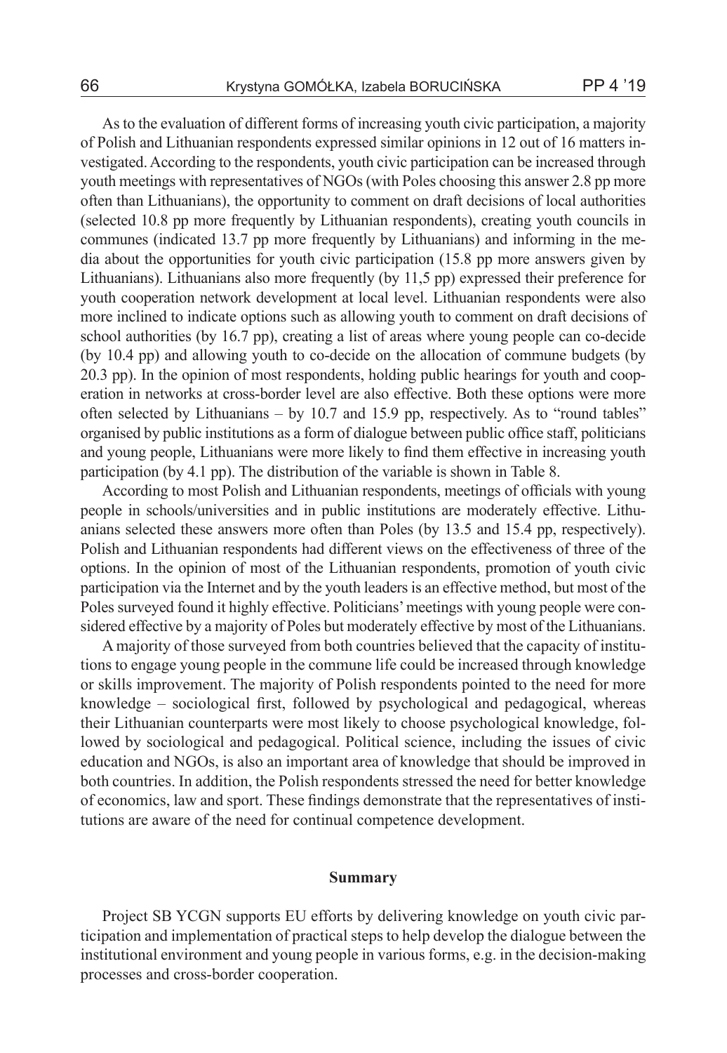As to the evaluation of different forms of increasing youth civic participation, a majority of Polish and Lithuanian respondents expressed similar opinions in 12 out of 16 matters investigated. According to the respondents, youth civic participation can be increased through youth meetings with representatives of NGOs (with Poles choosing this answer 2.8 pp more often than Lithuanians), the opportunity to comment on draft decisions of local authorities (selected 10.8 pp more frequently by Lithuanian respondents), creating youth councils in communes (indicated 13.7 pp more frequently by Lithuanians) and informing in the media about the opportunities for youth civic participation (15.8 pp more answers given by Lithuanians). Lithuanians also more frequently (by 11,5 pp) expressed their preference for youth cooperation network development at local level. Lithuanian respondents were also more inclined to indicate options such as allowing youth to comment on draft decisions of school authorities (by 16.7 pp), creating a list of areas where young people can co-decide (by 10.4 pp) and allowing youth to co-decide on the allocation of commune budgets (by 20.3 pp). In the opinion of most respondents, holding public hearings for youth and cooperation in networks at cross-border level are also effective. Both these options were more often selected by Lithuanians – by 10.7 and 15.9 pp, respectively. As to "round tables" organised by public institutions as a form of dialogue between public office staff, politicians and young people, Lithuanians were more likely to find them effective in increasing youth participation (by 4.1 pp). The distribution of the variable is shown in Table 8.

According to most Polish and Lithuanian respondents, meetings of officials with young people in schools/universities and in public institutions are moderately effective. Lithuanians selected these answers more often than Poles (by 13.5 and 15.4 pp, respectively). Polish and Lithuanian respondents had different views on the effectiveness of three of the options. In the opinion of most of the Lithuanian respondents, promotion of youth civic participation via the Internet and by the youth leaders is an effective method, but most of the Poles surveyed found it highly effective. Politicians' meetings with young people were considered effective by a majority of Poles but moderately effective by most of the Lithuanians.

A majority of those surveyed from both countries believed that the capacity of institutions to engage young people in the commune life could be increased through knowledge or skills improvement. The majority of Polish respondents pointed to the need for more knowledge – sociological first, followed by psychological and pedagogical, whereas their Lithuanian counterparts were most likely to choose psychological knowledge, followed by sociological and pedagogical. Political science, including the issues of civic education and NGOs, is also an important area of knowledge that should be improved in both countries. In addition, the Polish respondents stressed the need for better knowledge of economics, law and sport. These findings demonstrate that the representatives of institutions are aware of the need for continual competence development.

## Summary

Project SB YCGN supports EU efforts by delivering knowledge on youth civic participation and implementation of practical steps to help develop the dialogue between the institutional environment and young people in various forms, e.g. in the decision-making processes and cross-border cooperation.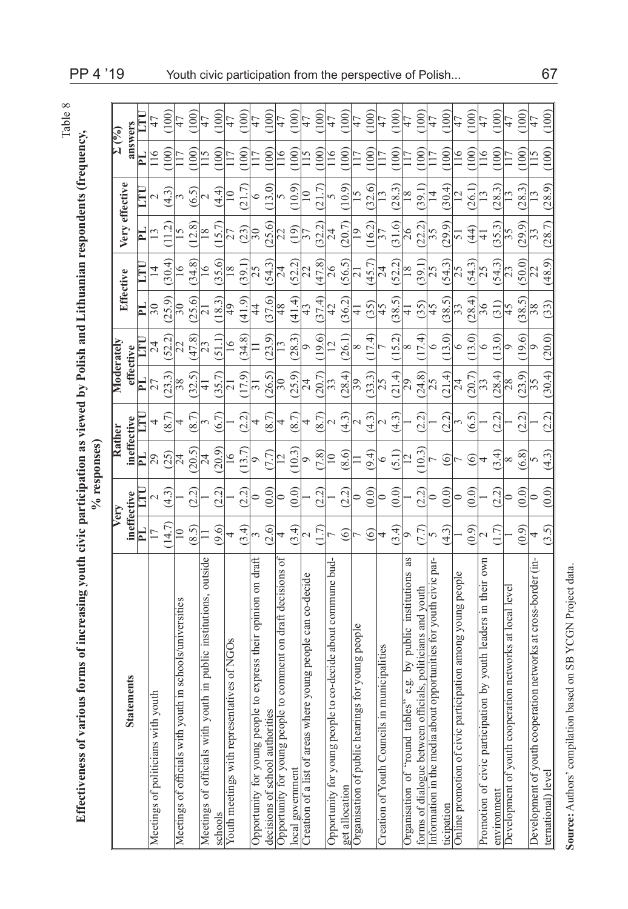Table 8

**Effectiveness of various forms of increasing youth civic participation as viewed by Polish and Lithuanian respondents (frequency, % responses)**

| Statements | Very ineffective | | Rather ineffective | | Moderately effective | | Effective | | Very effective | | Σ (%) answers | |
|---|---|---|---|---|---|---|---|---|---|---|---|---|
| | PL | LTU | PL | LTU | PL | LTU | PL | LTU | PL | LTU | PL | LTU |
| Meetings of politicians with youth | 17 (14.7) | 2 (4.3) | 29 (25) | 4 (8.7) | 27 (23.3) | 24 (52.2) | 30 (25.9) | 14 (30.4) | 13 (11.2) | 2 (4.3) | 116 (100) | 47 (100) |
| Meetings of officials with youth in schools/universities | 10 (8.5) | 1 (2.2) | 24 (20.5) | 4 (8.7) | 38 (32.5) | 22 (47.8) | 30 (25.6) | 16 (34.8) | 15 (12.8) | 3 (6.5) | 117 (100) | 47 (100) |
| Meetings of officials with youth in public institutions, outside schools | 11 (9.6) | 1 (2.2) | 24 (20.9) | 3 (6.7) | 41 (35.7) | 23 (51.1) | 21 (18.3) | 16 (35.6) | 18 (15.7) | 2 (4.4) | 115 (100) | 47 (100) |
| Youth meetings with representatives of NGOs | 4 (3.4) | 1 (2.2) | 16 (13.7) | 1 (2.2) | 21 (17.9) | 16 (34.8) | 49 (41.9) | 18 (39.1) | 27 (23) | 10 (21.7) | 117 (100) | 47 (100) |
| Opportunity for young people to express their opinion on draft decisions of school authorities | 3 (2.6) | 0 (0.0) | 9 (7.7) | 4 (8.7) | 31 (26.5) | 11 (23.9) | 44 (37.6) | 25 (54.3) | 30 (25.6) | 6 (13.0) | 117 (100) | 47 (100) |
| Opportunity for young people to comment on draft decisions of local government | 4 (3.4) | 0 (0.0) | 12 (10.3) | 4 (8.7) | 30 (25.9) | 13 (28.3) | 48 (41.4) | 24 (52.2) | 22 (19) | 5 (10.9) | 116 (100) | 47 (100) |
| Creation of a list of areas where young people can co-decide | 2 (1.7) | 1 (2.2) | 9 (7.8) | 4 (8.7) | 24 (20.7) | 9 (19.6) | 43 (37.4) | 22 (47.8) | 37 (32.2) | 10 (21.7) | 115 (100) | 47 (100) |
| Opportunity for young people to co-decide about commune budget allocation | 7 (6) | 1 (2.2) | 10 (8.6) | 2 (4.3) | 33 (28.4) | 12 (26.1) | 42 (36.2) | 26 (56.5) | 24 (20.7) | 5 (10.9) | 116 (100) | 47 (100) |
| Organisation of public hearings for young people | 7 (6) | 0 (0.0) | 11 (9.4) | 2 (4.3) | 39 (33.3) | 8 (17.4) | 41 (35) | 21 (45.7) | 19 (16.2) | 15 (32.6) | 117 (100) | 47 (100) |
| Creation of Youth Councils in municipalities | 4 (3.4) | 0 (0.0) | 6 (5.1) | 2 (4.3) | 25 (21.4) | 7 (15.2) | 45 (38.5) | 24 (52.2) | 37 (31.6) | 13 (28.3) | 117 (100) | 47 (100) |
| Organisation of "round tables" e.g. by public institutions as forms of dialogue between officials, politicians and youth | 9 (7.7) | 1 (2.2) | 12 (10.3) | 1 (2.2) | 29 (24.8) | 8 (17.4) | 41 (35) | 18 (39.1) | 26 (22.2) | 18 (39.1) | 117 (100) | 47 (100) |
| Information in the media about opportunities for youth civic participation | 5 (4.3) | 0 (0.0) | 7 (6) | 1 (2.2) | 25 (21.4) | 6 (13.0) | 45 (38.5) | 25 (54.3) | 35 (29.9) | 14 (30.4) | 117 (100) | 47 (100) |
| Online promotion of civic participation among young people | 1 (0.9) | 0 (0.0) | 7 (6) | 3 (6.5) | 24 (20.7) | 6 (13.0) | 33 (28.4) | 25 (54.3) | 51 (44) | 12 (26.1) | 116 (100) | 47 (100) |
| Promotion of civic participation by youth leaders in their own environment | 2 (1.7) | 1 (2.2) | 4 (3.4) | 1 (2.2) | 33 (28.4) | 6 (13.0) | 36 (31) | 25 (54.3) | 41 (35.3) | 13 (28.3) | 116 (100) | 47 (100) |
| Development of youth cooperation networks at local level | 1 (0.9) | 0 (0.0) | 8 (6.8) | 1 (2.2) | 28 (23.9) | 9 (19.6) | 45 (38.5) | 23 (50.0) | 35 (29.9) | 13 (28.3) | 117 (100) | 47 (100) |
| Development of youth cooperation networks at cross-border (international) level | 4 (3.5) | 0 (0.0) | 5 (4.3) | 1 (2.2) | 35 (30.4) | 9 (20.0) | 38 (33) | 22 (48.9) | 33 (28.7) | 13 (28.9) | 115 (100) | 47 (100) |

**Source:** Authors' compilation based on SB YCGN Project data.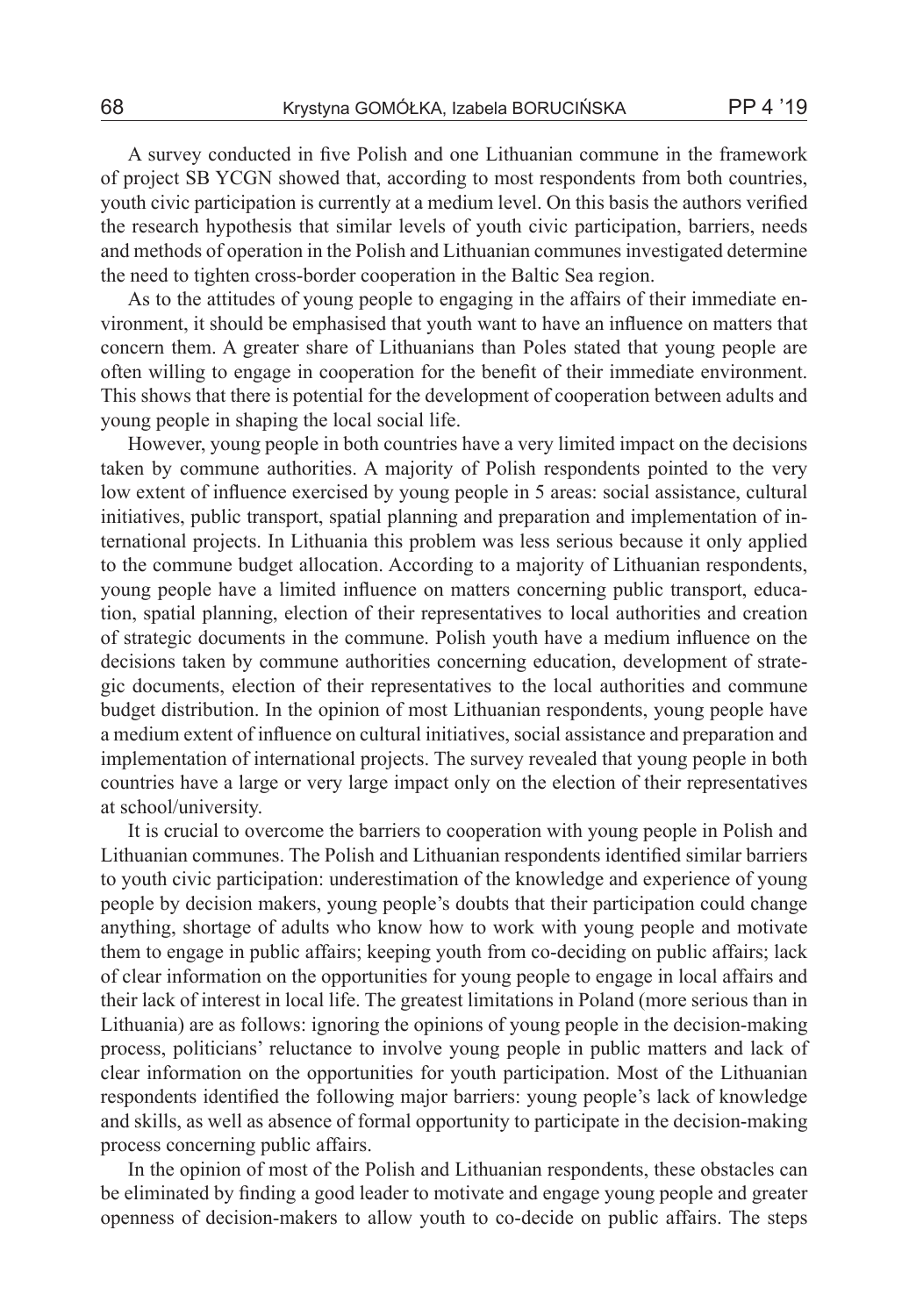A survey conducted in five Polish and one Lithuanian commune in the framework of project SB YCGN showed that, according to most respondents from both countries, youth civic participation is currently at a medium level. On this basis the authors verified the research hypothesis that similar levels of youth civic participation, barriers, needs and methods of operation in the Polish and Lithuanian communes investigated determine the need to tighten cross-border cooperation in the Baltic Sea region.

As to the attitudes of young people to engaging in the affairs of their immediate environment, it should be emphasised that youth want to have an influence on matters that concern them. A greater share of Lithuanians than Poles stated that young people are often willing to engage in cooperation for the benefit of their immediate environment. This shows that there is potential for the development of cooperation between adults and young people in shaping the local social life.

However, young people in both countries have a very limited impact on the decisions taken by commune authorities. A majority of Polish respondents pointed to the very low extent of influence exercised by young people in 5 areas: social assistance, cultural initiatives, public transport, spatial planning and preparation and implementation of international projects. In Lithuania this problem was less serious because it only applied to the commune budget allocation. According to a majority of Lithuanian respondents, young people have a limited influence on matters concerning public transport, education, spatial planning, election of their representatives to local authorities and creation of strategic documents in the commune. Polish youth have a medium influence on the decisions taken by commune authorities concerning education, development of strategic documents, election of their representatives to the local authorities and commune budget distribution. In the opinion of most Lithuanian respondents, young people have a medium extent of influence on cultural initiatives, social assistance and preparation and implementation of international projects. The survey revealed that young people in both countries have a large or very large impact only on the election of their representatives at school/university.

It is crucial to overcome the barriers to cooperation with young people in Polish and Lithuanian communes. The Polish and Lithuanian respondents identified similar barriers to youth civic participation: underestimation of the knowledge and experience of young people by decision makers, young people's doubts that their participation could change anything, shortage of adults who know how to work with young people and motivate them to engage in public affairs; keeping youth from co-deciding on public affairs; lack of clear information on the opportunities for young people to engage in local affairs and their lack of interest in local life. The greatest limitations in Poland (more serious than in Lithuania) are as follows: ignoring the opinions of young people in the decision-making process, politicians' reluctance to involve young people in public matters and lack of clear information on the opportunities for youth participation. Most of the Lithuanian respondents identified the following major barriers: young people's lack of knowledge and skills, as well as absence of formal opportunity to participate in the decision-making process concerning public affairs.

In the opinion of most of the Polish and Lithuanian respondents, these obstacles can be eliminated by finding a good leader to motivate and engage young people and greater openness of decision-makers to allow youth to co-decide on public affairs. The steps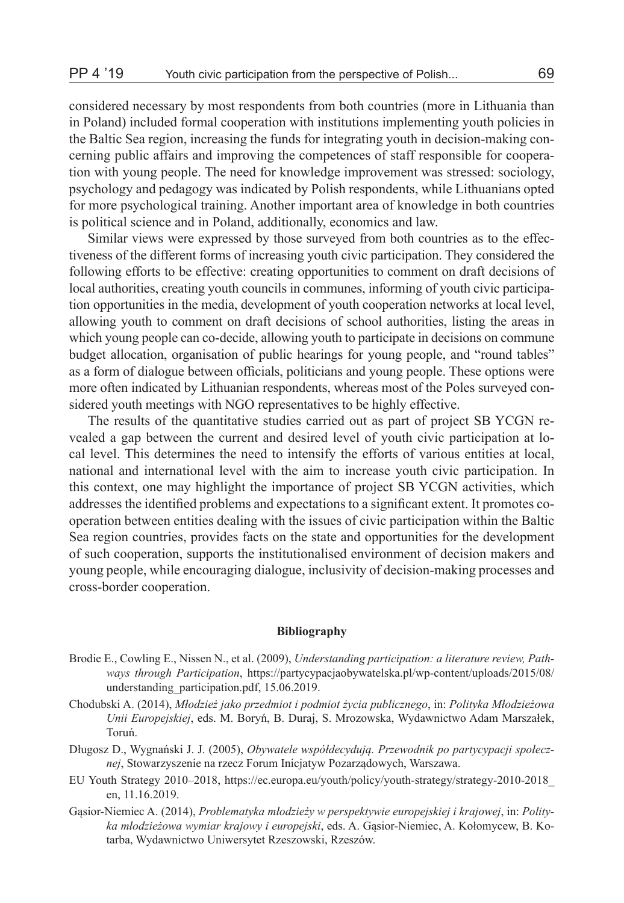considered necessary by most respondents from both countries (more in Lithuania than in Poland) included formal cooperation with institutions implementing youth policies in the Baltic Sea region, increasing the funds for integrating youth in decision-making concerning public affairs and improving the competences of staff responsible for cooperation with young people. The need for knowledge improvement was stressed: sociology, psychology and pedagogy was indicated by Polish respondents, while Lithuanians opted for more psychological training. Another important area of knowledge in both countries is political science and in Poland, additionally, economics and law.

Similar views were expressed by those surveyed from both countries as to the effectiveness of the different forms of increasing youth civic participation. They considered the following efforts to be effective: creating opportunities to comment on draft decisions of local authorities, creating youth councils in communes, informing of youth civic participation opportunities in the media, development of youth cooperation networks at local level, allowing youth to comment on draft decisions of school authorities, listing the areas in which young people can co-decide, allowing youth to participate in decisions on commune budget allocation, organisation of public hearings for young people, and "round tables" as a form of dialogue between officials, politicians and young people. These options were more often indicated by Lithuanian respondents, whereas most of the Poles surveyed considered youth meetings with NGO representatives to be highly effective.

The results of the quantitative studies carried out as part of project SB YCGN revealed a gap between the current and desired level of youth civic participation at local level. This determines the need to intensify the efforts of various entities at local, national and international level with the aim to increase youth civic participation. In this context, one may highlight the importance of project SB YCGN activities, which addresses the identified problems and expectations to a significant extent. It promotes cooperation between entities dealing with the issues of civic participation within the Baltic Sea region countries, provides facts on the state and opportunities for the development of such cooperation, supports the institutionalised environment of decision makers and young people, while encouraging dialogue, inclusivity of decision-making processes and cross-border cooperation.

## Bibliography

Brodie E., Cowling E., Nissen N., et al. (2009), *Understanding participation: a literature review, Pathways through Participation*, https://partycypacjaobywatelska.pl/wp-content/uploads/2015/08/understanding_participation.pdf, 15.06.2019.

Chodubski A. (2014), *Młodzież jako przedmiot i podmiot życia publicznego*, in: *Polityka Młodzieżowa Unii Europejskiej*, eds. M. Boryń, B. Duraj, S. Mrozowska, Wydawnictwo Adam Marszałek, Toruń.

Długosz D., Wygnański J. J. (2005), *Obywatele współdecydują. Przewodnik po partycypacji społecznej*, Stowarzyszenie na rzecz Forum Inicjatyw Pozarządowych, Warszawa.

EU Youth Strategy 2010–2018, https://ec.europa.eu/youth/policy/youth-strategy/strategy-2010-2018_en, 11.16.2019.

Gąsior-Niemiec A. (2014), *Problematyka młodzieży w perspektywie europejskiej i krajowej*, in: *Polityka młodzieżowa wymiar krajowy i europejski*, eds. A. Gąsior-Niemiec, A. Kołomycew, B. Kotarba, Wydawnictwo Uniwersytet Rzeszowski, Rzeszów.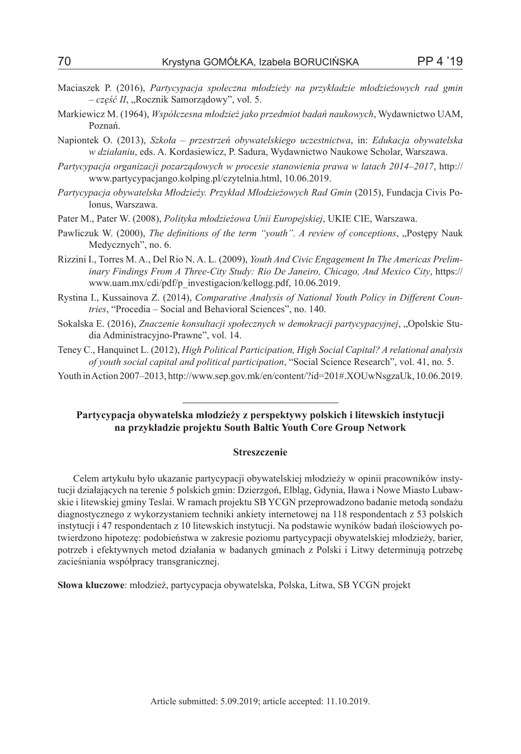Maciaszek P. (2016), *Partycypacja społeczna młodzieży na przykładzie młodzieżowych rad gmin – część II*, „Rocznik Samorządowy", vol. 5.

Markiewicz M. (1964), *Współczesna młodzież jako przedmiot badań naukowych*, Wydawnictwo UAM, Poznań.

Napiontek O. (2013), *Szkoła – przestrzeń obywatelskiego uczestnictwa*, in: *Edukacja obywatelska w działaniu*, eds. A. Kordasiewicz, P. Sadura, Wydawnictwo Naukowe Scholar, Warszawa.

*Partycypacja organizacji pozarządowych w procesie stanowienia prawa w latach 2014–2017*, http://www.partycypacjango.kolping.pl/czytelnia.html, 10.06.2019.

*Partycypacja obywatelska Młodzieży. Przykład Młodzieżowych Rad Gmin* (2015), Fundacja Civis Polonus, Warszawa.

Pater M., Pater W. (2008), *Polityka młodzieżowa Unii Europejskiej*, UKIE CIE, Warszawa.

Pawliczuk W. (2000), *The definitions of the term "youth". A review of conceptions*, „Postępy Nauk Medycznych", no. 6.

Rizzini I., Torres M. A., Del Rio N. A. L. (2009), *Youth And Civic Engagement In The Americas Preliminary Findings From A Three-City Study: Rio De Janeiro, Chicago, And Mexico City*, https://www.uam.mx/cdi/pdf/p_investigacion/kellogg.pdf, 10.06.2019.

Rystina I., Kussainova Z. (2014), *Comparative Analysis of National Youth Policy in Different Countries*, "Procedia – Social and Behavioral Sciences", no. 140.

Sokalska E. (2016), *Znaczenie konsultacji społecznych w demokracji partycypacyjnej*, „Opolskie Studia Administracyjno-Prawne", vol. 14.

Teney C., Hanquinet L. (2012), *High Political Participation, High Social Capital? A relational analysis of youth social capital and political participation*, "Social Science Research", vol. 41, no. 5.

Youth in Action 2007–2013, http://www.sep.gov.mk/en/content/?id=201#.XOUwNsgzaUk, 10.06.2019.

---

**Partycypacja obywatelska młodzieży z perspektywy polskich i litewskich instytucji na przykładzie projektu South Baltic Youth Core Group Network**

**Streszczenie**

Celem artykułu było ukazanie partycypacji obywatelskiej młodzieży w opinii pracowników instytucji działających na terenie 5 polskich gmin: Dzierzgoń, Elbląg, Gdynia, Iława i Nowe Miasto Lubawskie i litewskiej gminy Teslai. W ramach projektu SB YCGN przeprowadzono badanie metodą sondażu diagnostycznego z wykorzystaniem techniki ankiety internetowej na 118 respondentach z 53 polskich instytucji i 47 respondentach z 10 litewskich instytucji. Na podstawie wyników badań ilościowych potwierdzono hipotezę: podobieństwa w zakresie poziomu partycypacji obywatelskiej młodzieży, barier, potrzeb i efektywnych metod działania w badanych gminach z Polski i Litwy determinują potrzebę zacieśniania współpracy transgranicznej.

**Słowa kluczowe**: młodzież, partycypacja obywatelska, Polska, Litwa, SB YCGN projekt

Article submitted: 5.09.2019; article accepted: 11.10.2019.